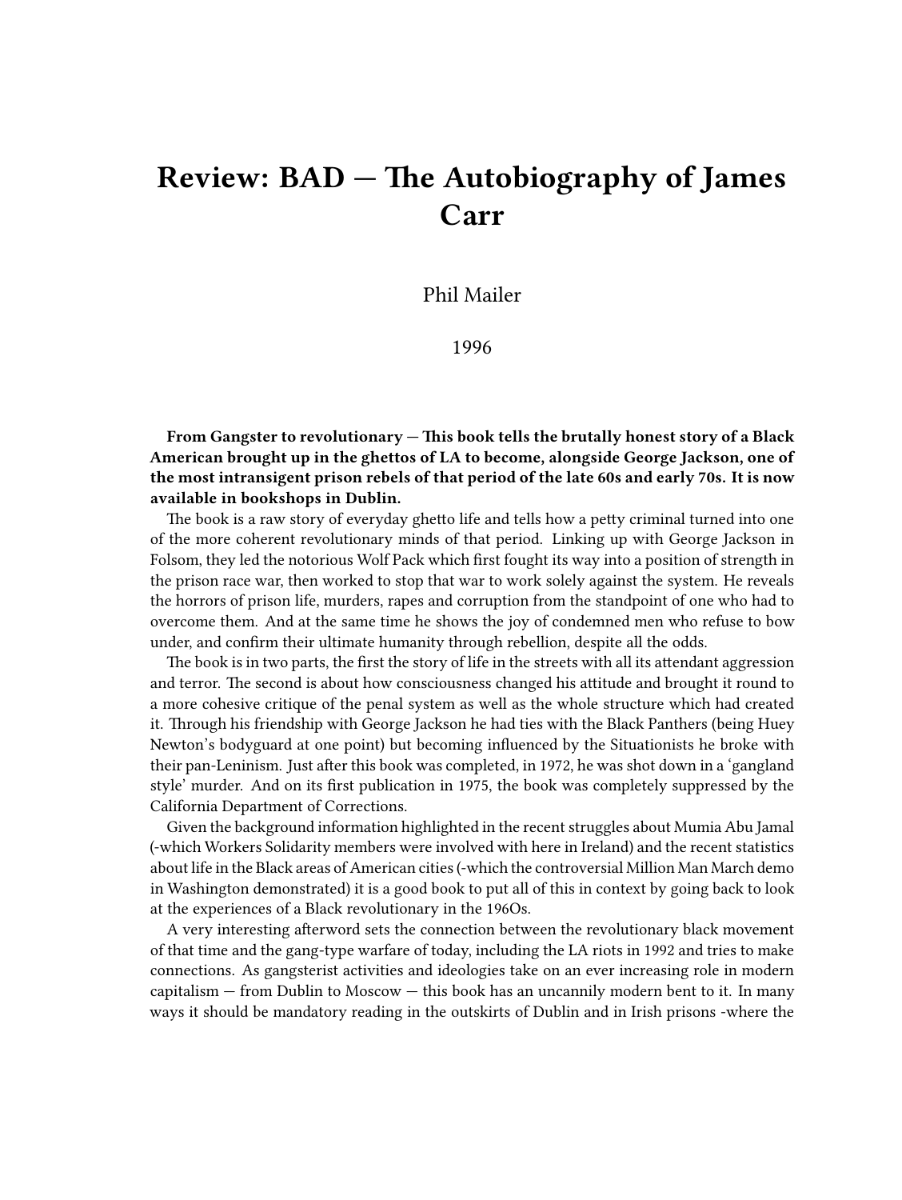# Review: BAD — The Autobiography of James Carr

Phil Mailer

1996

**From Gangster to revolutionary — This book tells the brutally honest story of a Black American brought up in the ghettos of LA to become, alongside George Jackson, one of the most intransigent prison rebels of that period of the late 60s and early 70s. It is now available in bookshops in Dublin.**

The book is a raw story of everyday ghetto life and tells how a petty criminal turned into one of the more coherent revolutionary minds of that period. Linking up with George Jackson in Folsom, they led the notorious Wolf Pack which first fought its way into a position of strength in the prison race war, then worked to stop that war to work solely against the system. He reveals the horrors of prison life, murders, rapes and corruption from the standpoint of one who had to overcome them. And at the same time he shows the joy of condemned men who refuse to bow under, and confirm their ultimate humanity through rebellion, despite all the odds.

The book is in two parts, the first the story of life in the streets with all its attendant aggression and terror. The second is about how consciousness changed his attitude and brought it round to a more cohesive critique of the penal system as well as the whole structure which had created it. Through his friendship with George Jackson he had ties with the Black Panthers (being Huey Newton's bodyguard at one point) but becoming influenced by the Situationists he broke with their pan-Leninism. Just after this book was completed, in 1972, he was shot down in a 'gangland style' murder. And on its first publication in 1975, the book was completely suppressed by the California Department of Corrections.

Given the background information highlighted in the recent struggles about Mumia Abu Jamal (-which Workers Solidarity members were involved with here in Ireland) and the recent statistics about life in the Black areas of American cities (-which the controversial Million Man March demo in Washington demonstrated) it is a good book to put all of this in context by going back to look at the experiences of a Black revolutionary in the 196Os.

A very interesting afterword sets the connection between the revolutionary black movement of that time and the gang-type warfare of today, including the LA riots in 1992 and tries to make connections. As gangsterist activities and ideologies take on an ever increasing role in modern capitalism — from Dublin to Moscow — this book has an uncannily modern bent to it. In many ways it should be mandatory reading in the outskirts of Dublin and in Irish prisons -where the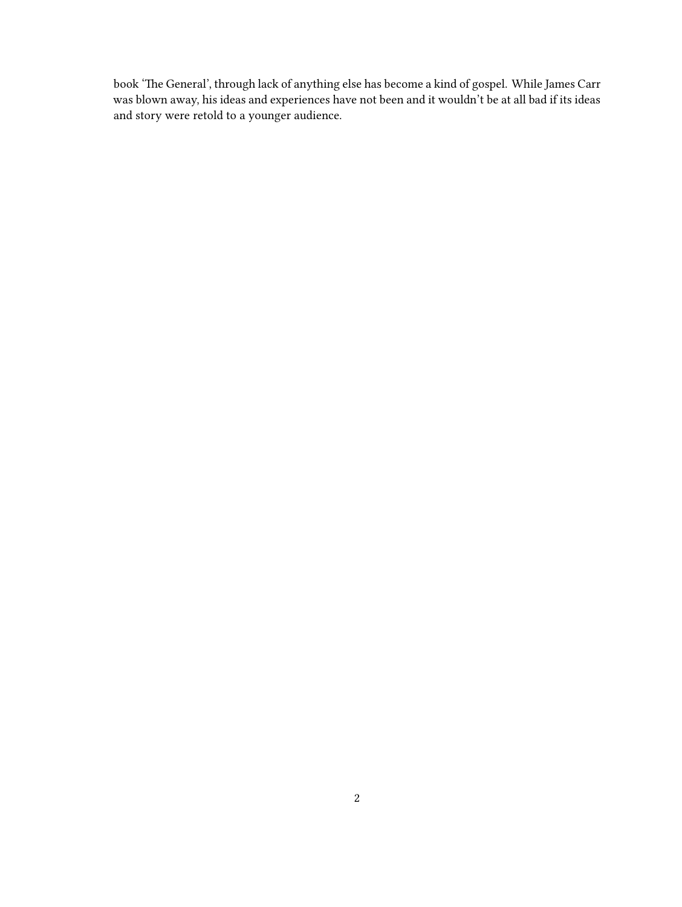book 'The General', through lack of anything else has become a kind of gospel. While James Carr was blown away, his ideas and experiences have not been and it wouldn't be at all bad if its ideas and story were retold to a younger audience.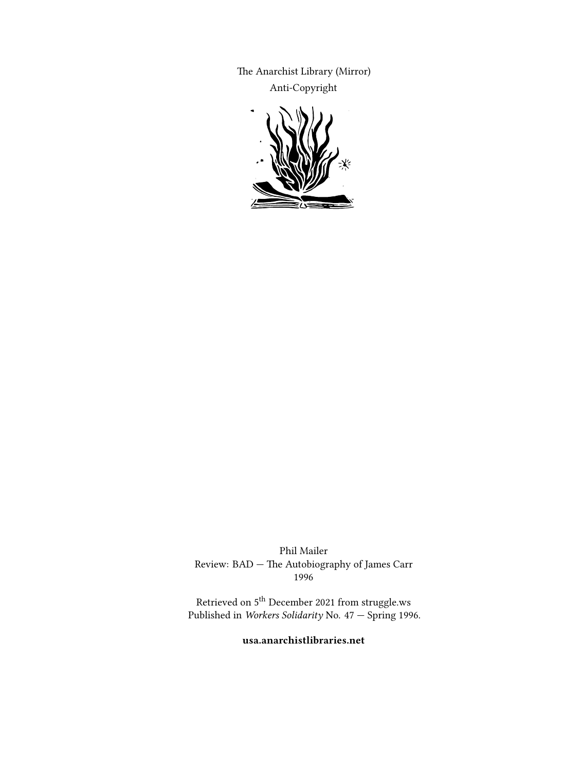The Anarchist Library (Mirror)
Anti-Copyright

Phil Mailer
Review: BAD — The Autobiography of James Carr
1996

Retrieved on 5th December 2021 from struggle.ws
Published in *Workers Solidarity* No. 47 — Spring 1996.

**usa.anarchistlibraries.net**